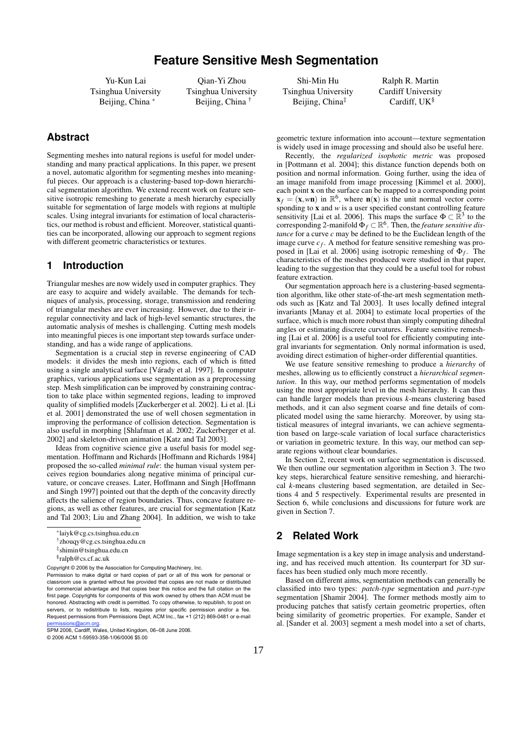# Feature Sensitive Mesh Segmentation

Yu-Kun Lai
Tsinghua University
Beijing, China [*]

Qian-Yi Zhou
Tsinghua University
Beijing, China [†]

Shi-Min Hu
Tsinghua University
Beijing, China [‡]

Ralph R. Martin
Cardiff University
Cardiff, UK [§]

## Abstract

Segmenting meshes into natural regions is useful for model understanding and many practical applications. In this paper, we present a novel, automatic algorithm for segmenting meshes into meaningful pieces. Our approach is a clustering-based top-down hierarchical segmentation algorithm. We extend recent work on feature sensitive isotropic remeshing to generate a mesh hierarchy especially suitable for segmentation of large models with regions at multiple scales. Using integral invariants for estimation of local characteristics, our method is robust and efficient. Moreover, statistical quantities can be incorporated, allowing our approach to segment regions with different geometric characteristics or textures.

## 1 Introduction

Triangular meshes are now widely used in computer graphics. They are easy to acquire and widely available. The demands for techniques of analysis, processing, storage, transmission and rendering of triangular meshes are ever increasing. However, due to their irregular connectivity and lack of high-level semantic structures, the automatic analysis of meshes is challenging. Cutting mesh models into meaningful pieces is one important step towards surface understanding, and has a wide range of applications.

Segmentation is a crucial step in reverse engineering of CAD models: it divides the mesh into regions, each of which is fitted using a single analytical surface [Várady et al. 1997]. In computer graphics, various applications use segmentation as a preprocessing step. Mesh simplification can be improved by constraining contraction to take place within segmented regions, leading to improved quality of simplified models [Zuckerberger et al. 2002]. Li et al. [Li et al. 2001] demonstrated the use of well chosen segmentation in improving the performance of collision detection. Segmentation is also useful in morphing [Shlafman et al. 2002; Zuckerberger et al. 2002] and skeleton-driven animation [Katz and Tal 2003].

Ideas from cognitive science give a useful basis for model segmentation. Hoffmann and Richards [Hoffmann and Richards 1984] proposed the so-called *minimal rule*: the human visual system perceives region boundaries along negative minima of principal curvature, or concave creases. Later, Hoffmann and Singh [Hoffmann and Singh 1997] pointed out that the depth of the concavity directly affects the salience of region boundaries. Thus, concave feature regions, as well as other features, are crucial for segmentation [Katz and Tal 2003; Liu and Zhang 2004]. In addition, we wish to take geometric texture information into account—texture segmentation is widely used in image processing and should also be useful here.

Recently, the *regularized isophotic metric* was proposed in [Pottmann et al. 2004]; this distance function depends both on position and normal information. Going further, using the idea of an image manifold from image processing [Kimmel et al. 2000], each point $\mathbf{x}$ on the surface can be mapped to a corresponding point $\mathbf{x}_f = (\mathbf{x}, w\mathbf{n})$ in $\mathbb{R}^6$, where $\mathbf{n}(\mathbf{x})$ is the unit normal vector corresponding to $\mathbf{x}$ and $w$ is a user specified constant controlling feature sensitivity [Lai et al. 2006]. This maps the surface $\Phi \subset \mathbb{R}^3$ to the corresponding 2-manifold $\Phi_f \subset \mathbb{R}^6$. Then, the *feature sensitive distance* for a curve $c$ may be defined to be the Euclidean length of the image curve $c_f$. A method for feature sensitive remeshing was proposed in [Lai et al. 2006] using isotropic remeshing of $\Phi_f$. The characteristics of the meshes produced were studied in that paper, leading to the suggestion that they could be a useful tool for robust feature extraction.

Our segmentation approach here is a clustering-based segmentation algorithm, like other state-of-the-art mesh segmentation methods such as [Katz and Tal 2003]. It uses locally defined integral invariants [Manay et al. 2004] to estimate local properties of the surface, which is much more robust than simply computing dihedral angles or estimating discrete curvatures. Feature sensitive remeshing [Lai et al. 2006] is a useful tool for efficiently computing integral invariants for segmentation. Only normal information is used, avoiding direct estimation of higher-order differential quantities.

We use feature sensitive remeshing to produce a *hierarchy* of meshes, allowing us to efficiently construct a *hierarchical segmentation*. In this way, our method performs segmentation of models using the most appropriate level in the mesh hierarchy. It can thus can handle larger models than previous $k$-means clustering based methods, and it can also segment coarse and fine details of complicated model using the same hierarchy. Moreover, by using statistical measures of integral invariants, we can achieve segmentation based on large-scale variation of local surface characteristics or variation in geometric texture. In this way, our method can separate regions without clear boundaries.

In Section 2, recent work on surface segmentation is discussed. We then outline our segmentation algorithm in Section 3. The two key steps, hierarchical feature sensitive remeshing, and hierarchical $k$-means clustering based segmentation, are detailed in Sections 4 and 5 respectively. Experimental results are presented in Section 6, while conclusions and discussions for future work are given in Section 7.

## 2 Related Work

Image segmentation is a key step in image analysis and understanding, and has received much attention. Its counterpart for 3D surfaces has been studied only much more recently.

Based on different aims, segmentation methods can generally be classified into two types: *patch-type* segmentation and *part-type* segmentation [Shamir 2004]. The former methods mostly aim to producing patches that satisfy certain geometric properties, often being similarity of geometric properties. For example, Sander et al. [Sander et al. 2003] segment a mesh model into a set of charts,

[*] laiyk@cg.cs.tsinghua.edu.cn
[†] zhouqy@cg.cs.tsinghua.edu.cn
[‡] shimin@tsinghua.edu.cn
[§] ralph@cs.cf.ac.uk

Copyright © 2006 by the Association for Computing Machinery, Inc.
Permission to make digital or hard copies of part or all of this work for personal or classroom use is granted without fee provided that copies are not made or distributed for commercial advantage and that copies bear this notice and the full citation on the first page. Copyrights for components of this work owned by others than ACM must be honored. Abstracting with credit is permitted. To copy otherwise, to republish, to post on servers, or to redistribute to lists, requires prior specific permission and/or a fee. Request permissions from Permissions Dept, ACM Inc., fax +1 (212) 869-0481 or e-mail permissions@acm.org.
SPM 2006, Cardiff, Wales, United Kingdom, 06–08 June 2006.
© 2006 ACM 1-59593-358-1/06/0006 $5.00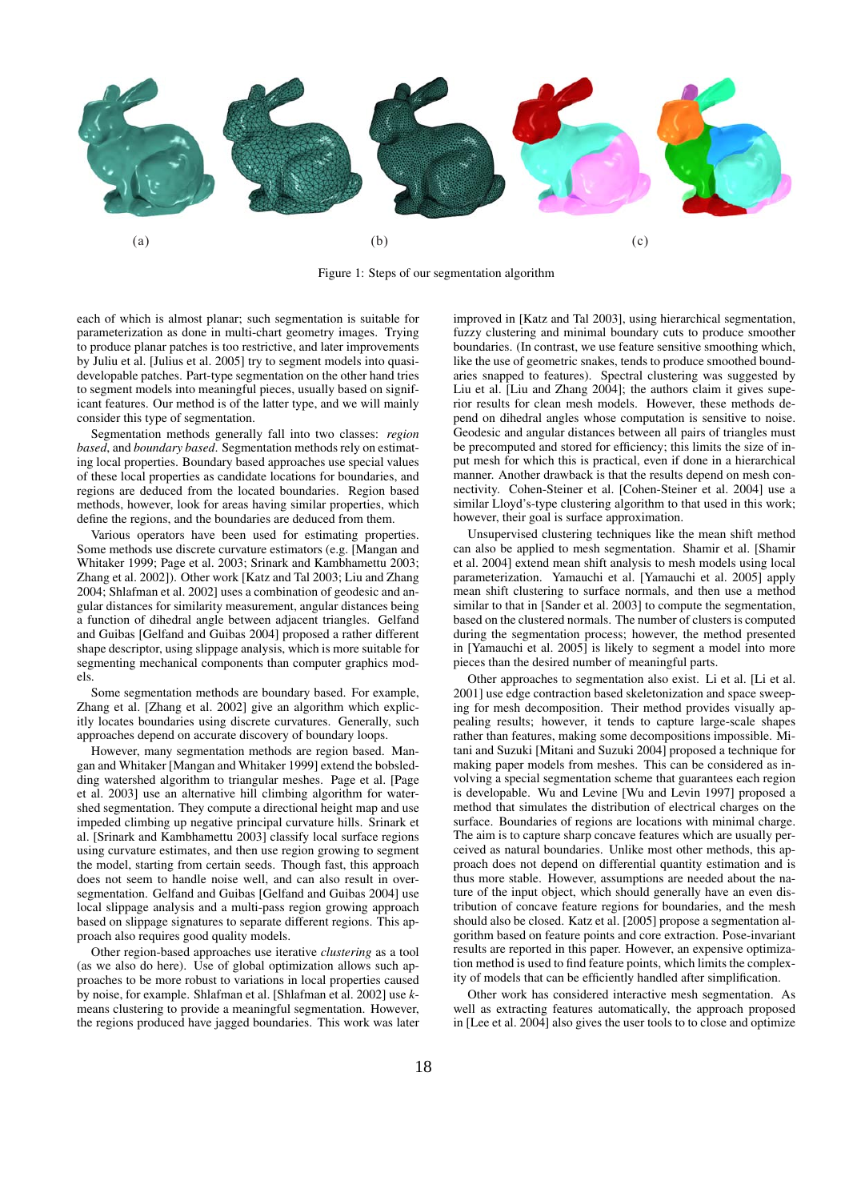(a) (b) (c)

Figure 1: Steps of our segmentation algorithm

each of which is almost planar; such segmentation is suitable for parameterization as done in multi-chart geometry images. Trying to produce planar patches is too restrictive, and later improvements by Juliu et al. [Julius et al. 2005] try to segment models into quasi-developable patches. Part-type segmentation on the other hand tries to segment models into meaningful pieces, usually based on significant features. Our method is of the latter type, and we will mainly consider this type of segmentation.

Segmentation methods generally fall into two classes: *region based*, and *boundary based*. Segmentation methods rely on estimating local properties. Boundary based approaches use special values of these local properties as candidate locations for boundaries, and regions are deduced from the located boundaries. Region based methods, however, look for areas having similar properties, which define the regions, and the boundaries are deduced from them.

Various operators have been used for estimating properties. Some methods use discrete curvature estimators (e.g. [Mangan and Whitaker 1999; Page et al. 2003; Srinark and Kambhamettu 2003; Zhang et al. 2002]). Other work [Katz and Tal 2003; Liu and Zhang 2004; Shlafman et al. 2002] uses a combination of geodesic and angular distances for similarity measurement, angular distances being a function of dihedral angle between adjacent triangles. Gelfand and Guibas [Gelfand and Guibas 2004] proposed a rather different shape descriptor, using slippage analysis, which is more suitable for segmenting mechanical components than computer graphics models.

Some segmentation methods are boundary based. For example, Zhang et al. [Zhang et al. 2002] give an algorithm which explicitly locates boundaries using discrete curvatures. Generally, such approaches depend on accurate discovery of boundary loops.

However, many segmentation methods are region based. Mangan and Whitaker [Mangan and Whitaker 1999] extend the bobsledding watershed algorithm to triangular meshes. Page et al. [Page et al. 2003] use an alternative hill climbing algorithm for watershed segmentation. They compute a directional height map and use impeded climbing up negative principal curvature hills. Srinark et al. [Srinark and Kambhamettu 2003] classify local surface regions using curvature estimates, and then use region growing to segment the model, starting from certain seeds. Though fast, this approach does not seem to handle noise well, and can also result in over-segmentation. Gelfand and Guibas [Gelfand and Guibas 2004] use local slippage analysis and a multi-pass region growing approach based on slippage signatures to separate different regions. This approach also requires good quality models.

Other region-based approaches use iterative *clustering* as a tool (as we also do here). Use of global optimization allows such approaches to be more robust to variations in local properties caused by noise, for example. Shlafman et al. [Shlafman et al. 2002] use *k*-means clustering to provide a meaningful segmentation. However, the regions produced have jagged boundaries. This work was later improved in [Katz and Tal 2003], using hierarchical segmentation, fuzzy clustering and minimal boundary cuts to produce smoother boundaries. (In contrast, we use feature sensitive smoothing which, like the use of geometric snakes, tends to produce smoothed boundaries snapped to features). Spectral clustering was suggested by Liu et al. [Liu and Zhang 2004]; the authors claim it gives superior results for clean mesh models. However, these methods depend on dihedral angles whose computation is sensitive to noise. Geodesic and angular distances between all pairs of triangles must be precomputed and stored for efficiency; this limits the size of input mesh for which this is practical, even if done in a hierarchical manner. Another drawback is that the results depend on mesh connectivity. Cohen-Steiner et al. [Cohen-Steiner et al. 2004] use a similar Lloyd's-type clustering algorithm to that used in this work; however, their goal is surface approximation.

Unsupervised clustering techniques like the mean shift method can also be applied to mesh segmentation. Shamir et al. [Shamir et al. 2004] extend mean shift analysis to mesh models using local parameterization. Yamauchi et al. [Yamauchi et al. 2005] apply mean shift clustering to surface normals, and then use a method similar to that in [Sander et al. 2003] to compute the segmentation, based on the clustered normals. The number of clusters is computed during the segmentation process; however, the method presented in [Yamauchi et al. 2005] is likely to segment a model into more pieces than the desired number of meaningful parts.

Other approaches to segmentation also exist. Li et al. [Li et al. 2001] use edge contraction based skeletonization and space sweeping for mesh decomposition. Their method provides visually appealing results; however, it tends to capture large-scale shapes rather than features, making some decompositions impossible. Mitani and Suzuki [Mitani and Suzuki 2004] proposed a technique for making paper models from meshes. This can be considered as involving a special segmentation scheme that guarantees each region is developable. Wu and Levine [Wu and Levin 1997] proposed a method that simulates the distribution of electrical charges on the surface. Boundaries of regions are locations with minimal charge. The aim is to capture sharp concave features which are usually perceived as natural boundaries. Unlike most other methods, this approach does not depend on differential quantity estimation and is thus more stable. However, assumptions are needed about the nature of the input object, which should generally have an even distribution of concave feature regions for boundaries, and the mesh should also be closed. Katz et al. [2005] propose a segmentation algorithm based on feature points and core extraction. Pose-invariant results are reported in this paper. However, an expensive optimization method is used to find feature points, which limits the complexity of models that can be efficiently handled after simplification.

Other work has considered interactive mesh segmentation. As well as extracting features automatically, the approach proposed in [Lee et al. 2004] also gives the user tools to to close and optimize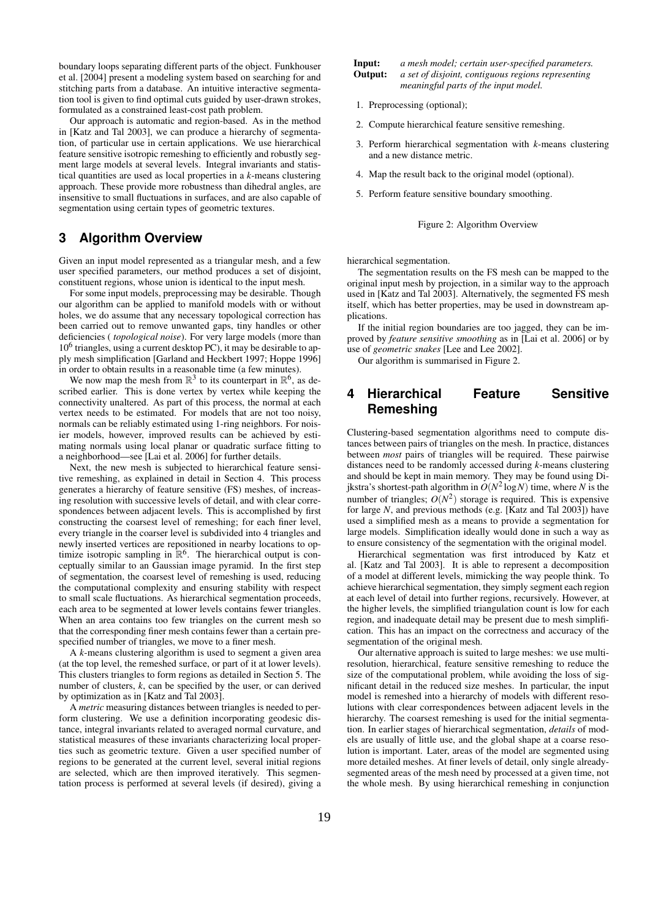boundary loops separating different parts of the object. Funkhouser et al. [2004] present a modeling system based on searching for and stitching parts from a database. An intuitive interactive segmentation tool is given to find optimal cuts guided by user-drawn strokes, formulated as a constrained least-cost path problem.

Our approach is automatic and region-based. As in the method in [Katz and Tal 2003], we can produce a hierarchy of segmentation, of particular use in certain applications. We use hierarchical feature sensitive isotropic remeshing to efficiently and robustly segment large models at several levels. Integral invariants and statistical quantities are used as local properties in a *k*-means clustering approach. These provide more robustness than dihedral angles, are insensitive to small fluctuations in surfaces, and are also capable of segmentation using certain types of geometric textures.

## 3 Algorithm Overview

Given an input model represented as a triangular mesh, and a few user specified parameters, our method produces a set of disjoint, constituent regions, whose union is identical to the input mesh.

For some input models, preprocessing may be desirable. Though our algorithm can be applied to manifold models with or without holes, we do assume that any necessary topological correction has been carried out to remove unwanted gaps, tiny handles or other deficiencies ( *topological noise*). For very large models (more than $10^6$ triangles, using a current desktop PC), it may be desirable to apply mesh simplification [Garland and Heckbert 1997; Hoppe 1996] in order to obtain results in a reasonable time (a few minutes).

We now map the mesh from $\mathbb{R}^3$ to its counterpart in $\mathbb{R}^6$, as described earlier. This is done vertex by vertex while keeping the connectivity unaltered. As part of this process, the normal at each vertex needs to be estimated. For models that are not too noisy, normals can be reliably estimated using 1-ring neighbors. For noisier models, however, improved results can be achieved by estimating normals using local planar or quadratic surface fitting to a neighborhood—see [Lai et al. 2006] for further details.

Next, the new mesh is subjected to hierarchical feature sensitive remeshing, as explained in detail in Section 4. This process generates a hierarchy of feature sensitive (FS) meshes, of increasing resolution with successive levels of detail, and with clear correspondences between adjacent levels. This is accomplished by first constructing the coarsest level of remeshing; for each finer level, every triangle in the coarser level is subdivided into 4 triangles and newly inserted vertices are repositioned in nearby locations to optimize isotropic sampling in $\mathbb{R}^6$. The hierarchical output is conceptually similar to an Gaussian image pyramid. In the first step of segmentation, the coarsest level of remeshing is used, reducing the computational complexity and ensuring stability with respect to small scale fluctuations. As hierarchical segmentation proceeds, each area to be segmented at lower levels contains fewer triangles. When an area contains too few triangles on the current mesh so that the corresponding finer mesh contains fewer than a certain prespecified number of triangles, we move to a finer mesh.

A *k*-means clustering algorithm is used to segment a given area (at the top level, the remeshed surface, or part of it at lower levels). This clusters triangles to form regions as detailed in Section 5. The number of clusters, *k*, can be specified by the user, or can derived by optimization as in [Katz and Tal 2003].

A *metric* measuring distances between triangles is needed to perform clustering. We use a definition incorporating geodesic distance, integral invariants related to averaged normal curvature, and statistical measures of these invariants characterizing local properties such as geometric texture. Given a user specified number of regions to be generated at the current level, several initial regions are selected, which are then improved iteratively. This segmentation process is performed at several levels (if desired), giving a hierarchical segmentation.

The segmentation results on the FS mesh can be mapped to the original input mesh by projection, in a similar way to the approach used in [Katz and Tal 2003]. Alternatively, the segmented FS mesh itself, which has better properties, may be used in downstream applications.

If the initial region boundaries are too jagged, they can be improved by *feature sensitive smoothing* as in [Lai et al. 2006] or by use of *geometric snakes* [Lee and Lee 2002].

Our algorithm is summarised in Figure 2.

**Input:** *a mesh model; certain user-specified parameters.*
**Output:** *a set of disjoint, contiguous regions representing meaningful parts of the input model.*

1. Preprocessing (optional);
2. Compute hierarchical feature sensitive remeshing.
3. Perform hierarchical segmentation with *k*-means clustering and a new distance metric.
4. Map the result back to the original model (optional).
5. Perform feature sensitive boundary smoothing.

Figure 2: Algorithm Overview

## 4 Hierarchical Feature Sensitive Remeshing

Clustering-based segmentation algorithms need to compute distances between pairs of triangles on the mesh. In practice, distances between *most* pairs of triangles will be required. These pairwise distances need to be randomly accessed during *k*-means clustering and should be kept in main memory. They may be found using Dijkstra's shortest-path algorithm in $O(N^2 \log N)$ time, where $N$ is the number of triangles; $O(N^2)$ storage is required. This is expensive for large $N$, and previous methods (e.g. [Katz and Tal 2003]) have used a simplified mesh as a means to provide a segmentation for large models. Simplification ideally would done in such a way as to ensure consistency of the segmentation with the original model.

Hierarchical segmentation was first introduced by Katz et al. [Katz and Tal 2003]. It is able to represent a decomposition of a model at different levels, mimicking the way people think. To achieve hierarchical segmentation, they simply segment each region at each level of detail into further regions, recursively. However, at the higher levels, the simplified triangulation count is low for each region, and inadequate detail may be present due to mesh simplification. This has an impact on the correctness and accuracy of the segmentation of the original mesh.

Our alternative approach is suited to large meshes: we use multiresolution, hierarchical, feature sensitive remeshing to reduce the size of the computational problem, while avoiding the loss of significant detail in the reduced size meshes. In particular, the input model is remeshed into a hierarchy of models with different resolutions with clear correspondences between adjacent levels in the hierarchy. The coarsest remeshing is used for the initial segmentation. In earlier stages of hierarchical segmentation, *details* of models are usually of little use, and the global shape at a coarse resolution is important. Later, areas of the model are segmented using more detailed meshes. At finer levels of detail, only single already-segmented areas of the mesh need by processed at a given time, not the whole mesh. By using hierarchical remeshing in conjunction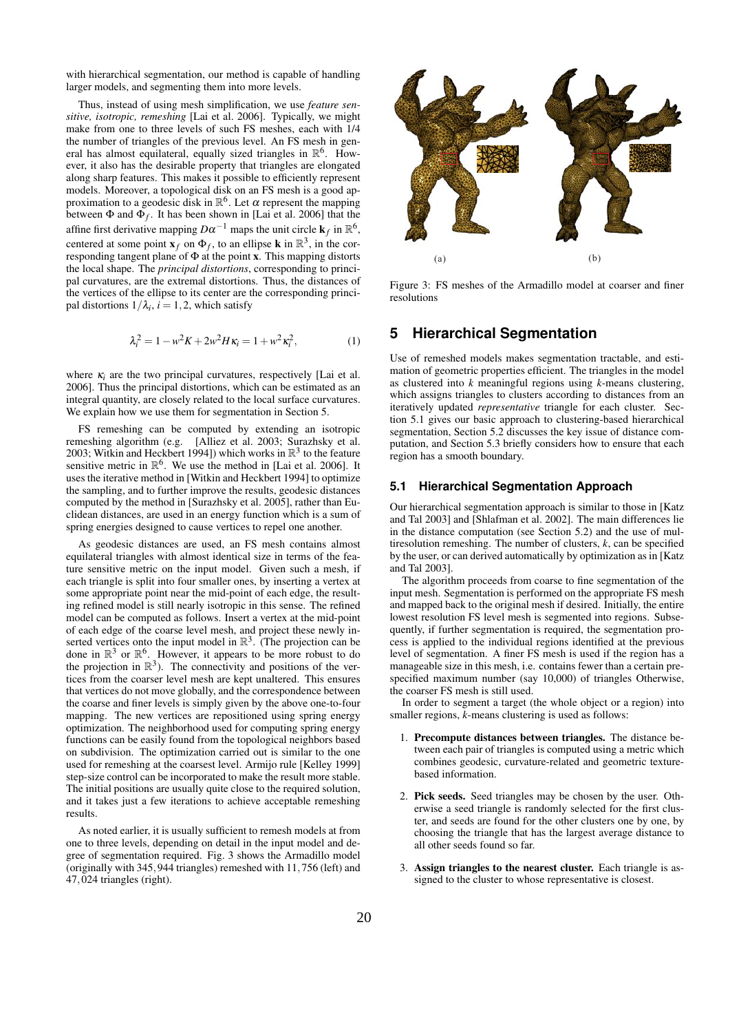with hierarchical segmentation, our method is capable of handling larger models, and segmenting them into more levels.

Thus, instead of using mesh simplification, we use *feature sensitive, isotropic, remeshing* [Lai et al. 2006]. Typically, we might make from one to three levels of such FS meshes, each with 1/4 the number of triangles of the previous level. An FS mesh in general has almost equilateral, equally sized triangles in $\mathbb{R}^6$. However, it also has the desirable property that triangles are elongated along sharp features. This makes it possible to efficiently represent models. Moreover, a topological disk on an FS mesh is a good approximation to a geodesic disk in $\mathbb{R}^6$. Let $\alpha$ represent the mapping between $\Phi$ and $\Phi_f$. It has been shown in [Lai et al. 2006] that the affine first derivative mapping $D\alpha^{-1}$ maps the unit circle $\mathbf{k}_f$ in $\mathbb{R}^6$, centered at some point $\mathbf{x}_f$ on $\Phi_f$, to an ellipse $\mathbf{k}$ in $\mathbb{R}^3$, in the corresponding tangent plane of $\Phi$ at the point $\mathbf{x}$. This mapping distorts the local shape. The *principal distortions*, corresponding to principal curvatures, are the extremal distortions. Thus, the distances of the vertices of the ellipse to its center are the corresponding principal distortions $1/\lambda_i$, $i = 1,2$, which satisfy

$$\lambda_i^2 = 1 - w^2 K + 2w^2 H \kappa_i = 1 + w^2 \kappa_i^2, \tag{1}$$

where $\kappa_i$ are the two principal curvatures, respectively [Lai et al. 2006]. Thus the principal distortions, which can be estimated as an integral quantity, are closely related to the local surface curvatures. We explain how we use them for segmentation in Section 5.

FS remeshing can be computed by extending an isotropic remeshing algorithm (e.g. [Alliez et al. 2003; Surazhsky et al. 2003; Witkin and Heckbert 1994]) which works in $\mathbb{R}^3$ to the feature sensitive metric in $\mathbb{R}^6$. We use the method in [Lai et al. 2006]. It uses the iterative method in [Witkin and Heckbert 1994] to optimize the sampling, and to further improve the results, geodesic distances computed by the method in [Surazhsky et al. 2005], rather than Euclidean distances, are used in an energy function which is a sum of spring energies designed to cause vertices to repel one another.

As geodesic distances are used, an FS mesh contains almost equilateral triangles with almost identical size in terms of the feature sensitive metric on the input model. Given such a mesh, if each triangle is split into four smaller ones, by inserting a vertex at some appropriate point near the mid-point of each edge, the resulting refined model is still nearly isotropic in this sense. The refined model can be computed as follows. Insert a vertex at the mid-point of each edge of the coarse level mesh, and project these newly inserted vertices onto the input model in $\mathbb{R}^3$. (The projection can be done in $\mathbb{R}^3$ or $\mathbb{R}^6$. However, it appears to be more robust to do the projection in $\mathbb{R}^3$). The connectivity and positions of the vertices from the coarser level mesh are kept unaltered. This ensures that vertices do not move globally, and the correspondence between the coarse and finer levels is simply given by the above one-to-four mapping. The new vertices are repositioned using spring energy optimization. The neighborhood used for computing spring energy functions can be easily found from the topological neighbors based on subdivision. The optimization carried out is similar to the one used for remeshing at the coarsest level. Armijo rule [Kelley 1999] step-size control can be incorporated to make the result more stable. The initial positions are usually quite close to the required solution, and it takes just a few iterations to achieve acceptable remeshing results.

As noted earlier, it is usually sufficient to remesh models at from one to three levels, depending on detail in the input model and degree of segmentation required. Fig. 3 shows the Armadillo model (originally with 345,944 triangles) remeshed with 11,756 (left) and 47,024 triangles (right).

(a)

(b)

Figure 3: FS meshes of the Armadillo model at coarser and finer resolutions

## 5 Hierarchical Segmentation

Use of remeshed models makes segmentation tractable, and estimation of geometric properties efficient. The triangles in the model as clustered into $k$ meaningful regions using $k$-means clustering, which assigns triangles to clusters according to distances from an iteratively updated *representative* triangle for each cluster. Section 5.1 gives our basic approach to clustering-based hierarchical segmentation, Section 5.2 discusses the key issue of distance computation, and Section 5.3 briefly considers how to ensure that each region has a smooth boundary.

### 5.1 Hierarchical Segmentation Approach

Our hierarchical segmentation approach is similar to those in [Katz and Tal 2003] and [Shlafman et al. 2002]. The main differences lie in the distance computation (see Section 5.2) and the use of multiresolution remeshing. The number of clusters, $k$, can be specified by the user, or can derived automatically by optimization as in [Katz and Tal 2003].

The algorithm proceeds from coarse to fine segmentation of the input mesh. Segmentation is performed on the appropriate FS mesh and mapped back to the original mesh if desired. Initially, the entire lowest resolution FS level mesh is segmented into regions. Subsequently, if further segmentation is required, the segmentation process is applied to the individual regions identified at the previous level of segmentation. A finer FS mesh is used if the region has a manageable size in this mesh, i.e. contains fewer than a certain prespecified maximum number (say 10,000) of triangles Otherwise, the coarser FS mesh is still used.

In order to segment a target (the whole object or a region) into smaller regions, $k$-means clustering is used as follows:

1. **Precompute distances between triangles.** The distance between each pair of triangles is computed using a metric which combines geodesic, curvature-related and geometric texture-based information.
2. **Pick seeds.** Seed triangles may be chosen by the user. Otherwise a seed triangle is randomly selected for the first cluster, and seeds are found for the other clusters one by one, by choosing the triangle that has the largest average distance to all other seeds found so far.
3. **Assign triangles to the nearest cluster.** Each triangle is assigned to the cluster to whose representative is closest.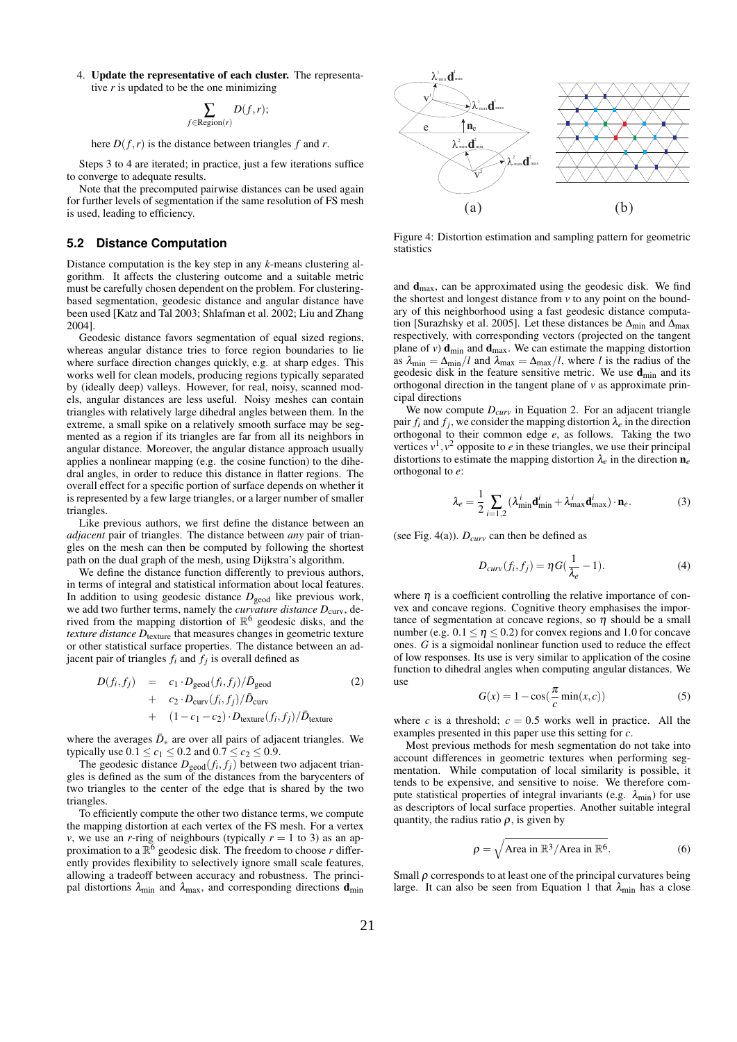4. **Update the representative of each cluster.** The representative $r$ is updated to be the one minimizing

$$\sum_{f \in \text{Region}(r)} D(f, r);$$

here $D(f, r)$ is the distance between triangles $f$ and $r$.

Steps 3 to 4 are iterated; in practice, just a few iterations suffice to converge to adequate results.

Note that the precomputed pairwise distances can be used again for further levels of segmentation if the same resolution of FS mesh is used, leading to efficiency.

## 5.2 Distance Computation

Distance computation is the key step in any $k$-means clustering algorithm. It affects the clustering outcome and a suitable metric must be carefully chosen dependent on the problem. For clustering-based segmentation, geodesic distance and angular distance have been used [Katz and Tal 2003; Shlafman et al. 2002; Liu and Zhang 2004].

Geodesic distance favors segmentation of equal sized regions, whereas angular distance tries to force region boundaries to lie where surface direction changes quickly, e.g. at sharp edges. This works well for clean models, producing regions typically separated by (ideally deep) valleys. However, for real, noisy, scanned models, angular distances are less useful. Noisy meshes can contain triangles with relatively large dihedral angles between them. In the extreme, a small spike on a relatively smooth surface may be segmented as a region if its triangles are far from all its neighbors in angular distance. Moreover, the angular distance approach usually applies a nonlinear mapping (e.g. the cosine function) to the dihedral angles, in order to reduce this distance in flatter regions. The overall effect for a specific portion of surface depends on whether it is represented by a few large triangles, or a larger number of smaller triangles.

Like previous authors, we first define the distance between an *adjacent* pair of triangles. The distance between *any* pair of triangles on the mesh can then be computed by following the shortest path on the dual graph of the mesh, using Dijkstra's algorithm.

We define the distance function differently to previous authors, in terms of integral and statistical information about local features. In addition to using geodesic distance $D_{\text{geod}}$ like previous work, we add two further terms, namely the *curvature distance* $D_{\text{curv}}$, derived from the mapping distortion of $\mathbb{R}^6$ geodesic disks, and the *texture distance* $D_{\text{texture}}$ that measures changes in geometric texture or other statistical surface properties. The distance between an adjacent pair of triangles $f_i$ and $f_j$ is overall defined as

$$\begin{aligned} D(f_i, f_j) &= c_1 \cdot D_{\text{geod}}(f_i, f_j)/\bar{D}_{\text{geod}} \\ &+ c_2 \cdot D_{\text{curv}}(f_i, f_j)/\bar{D}_{\text{curv}} \\ &+ (1 - c_1 - c_2) \cdot D_{\text{texture}}(f_i, f_j)/\bar{D}_{\text{texture}} \end{aligned} \tag{2}$$

where the averages $\bar{D}_*$ are over all pairs of adjacent triangles. We typically use $0.1 \leq c_1 \leq 0.2$ and $0.7 \leq c_2 \leq 0.9$.

The geodesic distance $D_{\text{geod}}(f_i, f_j)$ between two adjacent triangles is defined as the sum of the distances from the barycenters of two triangles to the center of the edge that is shared by the two triangles.

To efficiently compute the other two distance terms, we compute the mapping distortion at each vertex of the FS mesh. For a vertex $v$, we use an $r$-ring of neighbours (typically $r = 1$ to 3) as an approximation to a $\mathbb{R}^6$ geodesic disk. The freedom to choose $r$ differently provides flexibility to selectively ignore small scale features, allowing a tradeoff between accuracy and robustness. The principal distortions $\lambda_{\min}$ and $\lambda_{\max}$, and corresponding directions $\mathbf{d}_{\min}$ and $\mathbf{d}_{\max}$, can be approximated using the geodesic disk. We find the shortest and longest distance from $v$ to any point on the boundary of this neighborhood using a fast geodesic distance computation [Surazhsky et al. 2005]. Let these distances be $\Delta_{\min}$ and $\Delta_{\max}$ respectively, with corresponding vectors (projected on the tangent plane of $v$) $\mathbf{d}_{\min}$ and $\mathbf{d}_{\max}$. We can estimate the mapping distortion as $\lambda_{\min} = \Delta_{\min}/l$ and $\lambda_{\max} = \Delta_{\max}/l$, where $l$ is the radius of the geodesic disk in the feature sensitive metric. We use $\mathbf{d}_{\min}$ and its orthogonal direction in the tangent plane of $v$ as approximate principal directions

Figure 4: Distortion estimation and sampling pattern for geometric statistics

We now compute $D_{curv}$ in Equation 2. For an adjacent triangle pair $f_i$ and $f_j$, we consider the mapping distortion $\lambda_e$ in the direction orthogonal to their common edge $e$, as follows. Taking the two vertices $v^1, v^2$ opposite to $e$ in these triangles, we use their principal distortions to estimate the mapping distortion $\lambda_e$ in the direction $\mathbf{n}_e$ orthogonal to $e$:

$$\lambda_e = \frac{1}{2} \sum_{i=1,2} (\lambda^i_{\min} \mathbf{d}^i_{\min} + \lambda^i_{\max} \mathbf{d}^i_{\max}) \cdot \mathbf{n}_e. \tag{3}$$

(see Fig. 4(a)). $D_{curv}$ can then be defined as

$$D_{curv}(f_i, f_j) = \eta G(\frac{1}{\lambda_e} - 1). \tag{4}$$

where $\eta$ is a coefficient controlling the relative importance of convex and concave regions. Cognitive theory emphasises the importance of segmentation at concave regions, so $\eta$ should be a small number (e.g. $0.1 \leq \eta \leq 0.2$) for convex regions and 1.0 for concave ones. $G$ is a sigmoidal nonlinear function used to reduce the effect of low responses. Its use is very similar to application of the cosine function to dihedral angles when computing angular distances. We use

$$G(x) = 1 - \cos(\frac{\pi}{c} \min(x, c)) \tag{5}$$

where $c$ is a threshold; $c = 0.5$ works well in practice. All the examples presented in this paper use this setting for $c$.

Most previous methods for mesh segmentation do not take into account differences in geometric textures when performing segmentation. While computation of local similarity is possible, it tends to be expensive, and sensitive to noise. We therefore compute statistical properties of integral invariants (e.g. $\lambda_{\min}$) for use as descriptors of local surface properties. Another suitable integral quantity, the radius ratio $\rho$, is given by

$$\rho = \sqrt{\text{Area in } \mathbb{R}^3 / \text{Area in } \mathbb{R}^6}. \tag{6}$$

Small $\rho$ corresponds to at least one of the principal curvatures being large. It can also be seen from Equation 1 that $\lambda_{\min}$ has a close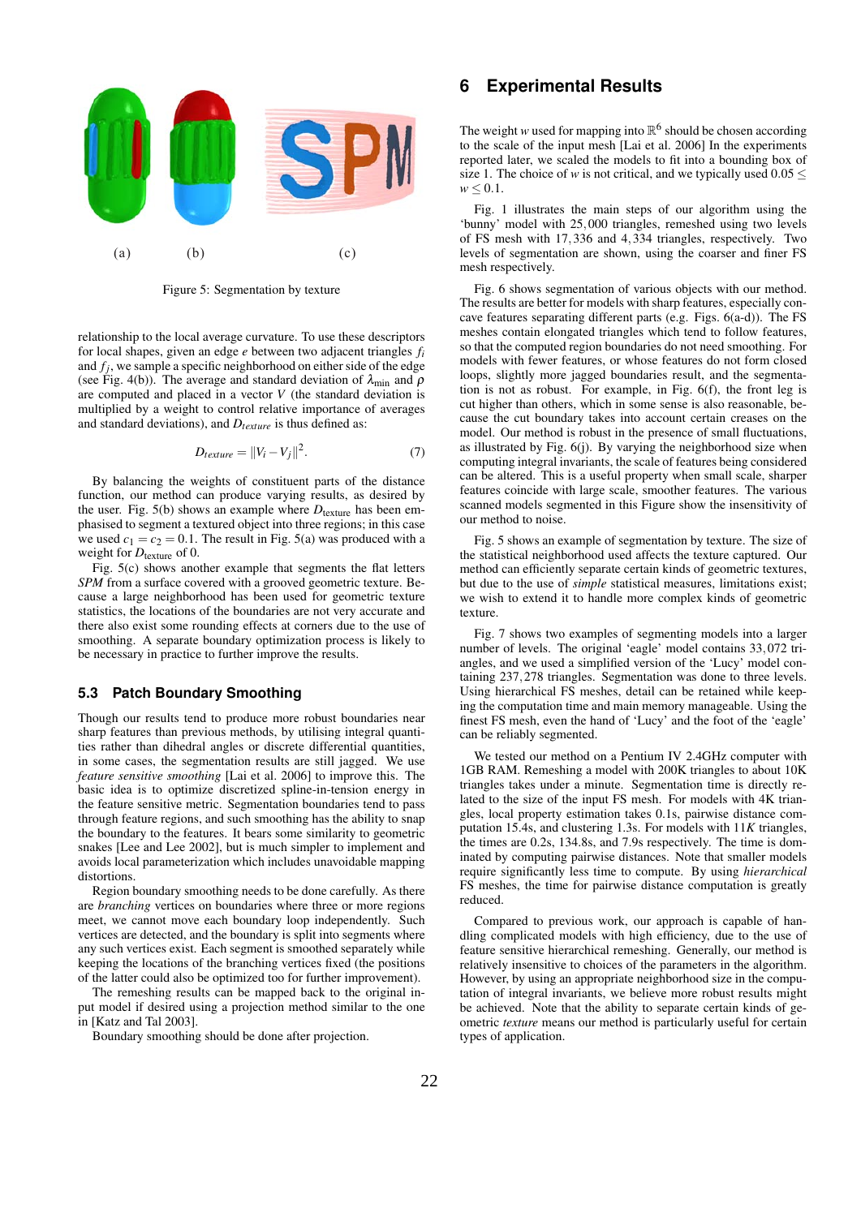(a) (b) (c)

Figure 5: Segmentation by texture

relationship to the local average curvature. To use these descriptors for local shapes, given an edge $e$ between two adjacent triangles $f_i$ and $f_j$, we sample a specific neighborhood on either side of the edge (see Fig. 4(b)). The average and standard deviation of $\lambda_{\min}$ and $\rho$ are computed and placed in a vector $V$ (the standard deviation is multiplied by a weight to control relative importance of averages and standard deviations), and $D_{texture}$ is thus defined as:

$$D_{texture} = \|V_i - V_j\|^2. \tag{7}$$

By balancing the weights of constituent parts of the distance function, our method can produce varying results, as desired by the user. Fig. 5(b) shows an example where $D_{\text{texture}}$ has been emphasised to segment a textured object into three regions; in this case we used $c_1 = c_2 = 0.1$. The result in Fig. 5(a) was produced with a weight for $D_{\text{texture}}$ of 0.

Fig. 5(c) shows another example that segments the flat letters *SPM* from a surface covered with a grooved geometric texture. Because a large neighborhood has been used for geometric texture statistics, the locations of the boundaries are not very accurate and there also exist some rounding effects at corners due to the use of smoothing. A separate boundary optimization process is likely to be necessary in practice to further improve the results.

### 5.3 Patch Boundary Smoothing

Though our results tend to produce more robust boundaries near sharp features than previous methods, by utilising integral quantities rather than dihedral angles or discrete differential quantities, in some cases, the segmentation results are still jagged. We use *feature sensitive smoothing* [Lai et al. 2006] to improve this. The basic idea is to optimize discretized spline-in-tension energy in the feature sensitive metric. Segmentation boundaries tend to pass through feature regions, and such smoothing has the ability to snap the boundary to the features. It bears some similarity to geometric snakes [Lee and Lee 2002], but is much simpler to implement and avoids local parameterization which includes unavoidable mapping distortions.

Region boundary smoothing needs to be done carefully. As there are *branching* vertices on boundaries where three or more regions meet, we cannot move each boundary loop independently. Such vertices are detected, and the boundary is split into segments where any such vertices exist. Each segment is smoothed separately while keeping the locations of the branching vertices fixed (the positions of the latter could also be optimized too for further improvement).

The remeshing results can be mapped back to the original input model if desired using a projection method similar to the one in [Katz and Tal 2003].

Boundary smoothing should be done after projection.

## 6 Experimental Results

The weight $w$ used for mapping into $\mathbb{R}^6$ should be chosen according to the scale of the input mesh [Lai et al. 2006] In the experiments reported later, we scaled the models to fit into a bounding box of size 1. The choice of $w$ is not critical, and we typically used $0.05 \leq w \leq 0.1$.

Fig. 1 illustrates the main steps of our algorithm using the 'bunny' model with 25,000 triangles, remeshed using two levels of FS mesh with 17,336 and 4,334 triangles, respectively. Two levels of segmentation are shown, using the coarser and finer FS mesh respectively.

Fig. 6 shows segmentation of various objects with our method. The results are better for models with sharp features, especially concave features separating different parts (e.g. Figs. 6(a-d)). The FS meshes contain elongated triangles which tend to follow features, so that the computed region boundaries do not need smoothing. For models with fewer features, or whose features do not form closed loops, slightly more jagged boundaries result, and the segmentation is not as robust. For example, in Fig. 6(f), the front leg is cut higher than others, which in some sense is also reasonable, because the cut boundary takes into account certain creases on the model. Our method is robust in the presence of small fluctuations, as illustrated by Fig. 6(j). By varying the neighborhood size when computing integral invariants, the scale of features being considered can be altered. This is a useful property when small scale, sharper features coincide with large scale, smoother features. The various scanned models segmented in this Figure show the insensitivity of our method to noise.

Fig. 5 shows an example of segmentation by texture. The size of the statistical neighborhood used affects the texture captured. Our method can efficiently separate certain kinds of geometric textures, but due to the use of *simple* statistical measures, limitations exist; we wish to extend it to handle more complex kinds of geometric texture.

Fig. 7 shows two examples of segmenting models into a larger number of levels. The original 'eagle' model contains 33,072 triangles, and we used a simplified version of the 'Lucy' model containing 237,278 triangles. Segmentation was done to three levels. Using hierarchical FS meshes, detail can be retained while keeping the computation time and main memory manageable. Using the finest FS mesh, even the hand of 'Lucy' and the foot of the 'eagle' can be reliably segmented.

We tested our method on a Pentium IV 2.4GHz computer with 1GB RAM. Remeshing a model with 200K triangles to about 10K triangles takes under a minute. Segmentation time is directly related to the size of the input FS mesh. For models with 4K triangles, local property estimation takes 0.1s, pairwise distance computation 15.4s, and clustering 1.3s. For models with $11K$ triangles, the times are 0.2s, 134.8s, and 7.9s respectively. The time is dominated by computing pairwise distances. Note that smaller models require significantly less time to compute. By using *hierarchical* FS meshes, the time for pairwise distance computation is greatly reduced.

Compared to previous work, our approach is capable of handling complicated models with high efficiency, due to the use of feature sensitive hierarchical remeshing. Generally, our method is relatively insensitive to choices of the parameters in the algorithm. However, by using an appropriate neighborhood size in the computation of integral invariants, we believe more robust results might be achieved. Note that the ability to separate certain kinds of geometric *texture* means our method is particularly useful for certain types of application.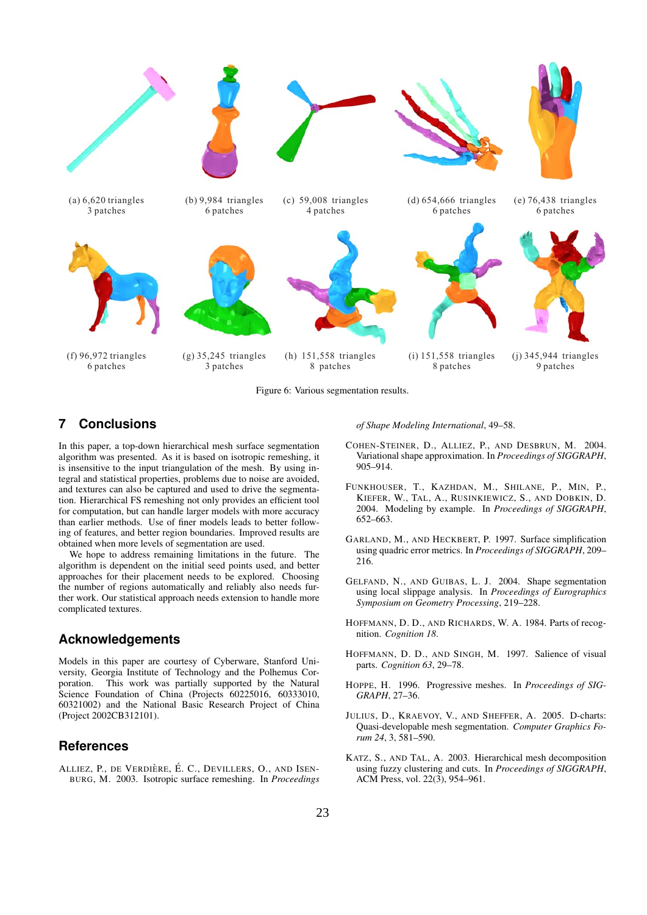(a) 6,620 triangles
3 patches

(b) 9,984 triangles
6 patches

(c) 59,008 triangles
4 patches

(d) 654,666 triangles
6 patches

(e) 76,438 triangles
6 patches

(f) 96,972 triangles
6 patches

(g) 35,245 triangles
3 patches

(h) 151,558 triangles
8 patches

(i) 151,558 triangles
8 patches

(j) 345,944 triangles
9 patches

Figure 6: Various segmentation results.

## 7 Conclusions

In this paper, a top-down hierarchical mesh surface segmentation algorithm was presented. As it is based on isotropic remeshing, it is insensitive to the input triangulation of the mesh. By using integral and statistical properties, problems due to noise are avoided, and textures can also be captured and used to drive the segmentation. Hierarchical FS remeshing not only provides an efficient tool for computation, but can handle larger models with more accuracy than earlier methods. Use of finer models leads to better following of features, and better region boundaries. Improved results are obtained when more levels of segmentation are used.

We hope to address remaining limitations in the future. The algorithm is dependent on the initial seed points used, and better approaches for their placement needs to be explored. Choosing the number of regions automatically and reliably also needs further work. Our statistical approach needs extension to handle more complicated textures.

## Acknowledgements

Models in this paper are courtesy of Cyberware, Stanford University, Georgia Institute of Technology and the Polhemus Corporation. This work was partially supported by the Natural Science Foundation of China (Projects 60225016, 60333010, 60321002) and the National Basic Research Project of China (Project 2002CB312101).

## References

ALLIEZ, P., DE VERDIÈRE, É. C., DEVILLERS, O., AND ISENBURG, M. 2003. Isotropic surface remeshing. In *Proceedings of Shape Modeling International*, 49–58.

COHEN-STEINER, D., ALLIEZ, P., AND DESBRUN, M. 2004. Variational shape approximation. In *Proceedings of SIGGRAPH*, 905–914.

FUNKHOUSER, T., KAZHDAN, M., SHILANE, P., MIN, P., KIEFER, W., TAL, A., RUSINKIEWICZ, S., AND DOBKIN, D. 2004. Modeling by example. In *Proceedings of SIGGRAPH*, 652–663.

GARLAND, M., AND HECKBERT, P. 1997. Surface simplification using quadric error metrics. In *Proceedings of SIGGRAPH*, 209–216.

GELFAND, N., AND GUIBAS, L. J. 2004. Shape segmentation using local slippage analysis. In *Proceedings of Eurographics Symposium on Geometry Processing*, 219–228.

HOFFMANN, D. D., AND RICHARDS, W. A. 1984. Parts of recognition. *Cognition 18*.

HOFFMANN, D. D., AND SINGH, M. 1997. Salience of visual parts. *Cognition 63*, 29–78.

HOPPE, H. 1996. Progressive meshes. In *Proceedings of SIGGRAPH*, 27–36.

JULIUS, D., KRAEVOY, V., AND SHEFFER, A. 2005. D-charts: Quasi-developable mesh segmentation. *Computer Graphics Forum 24*, 3, 581–590.

KATZ, S., AND TAL, A. 2003. Hierarchical mesh decomposition using fuzzy clustering and cuts. In *Proceedings of SIGGRAPH*, ACM Press, vol. 22(3), 954–961.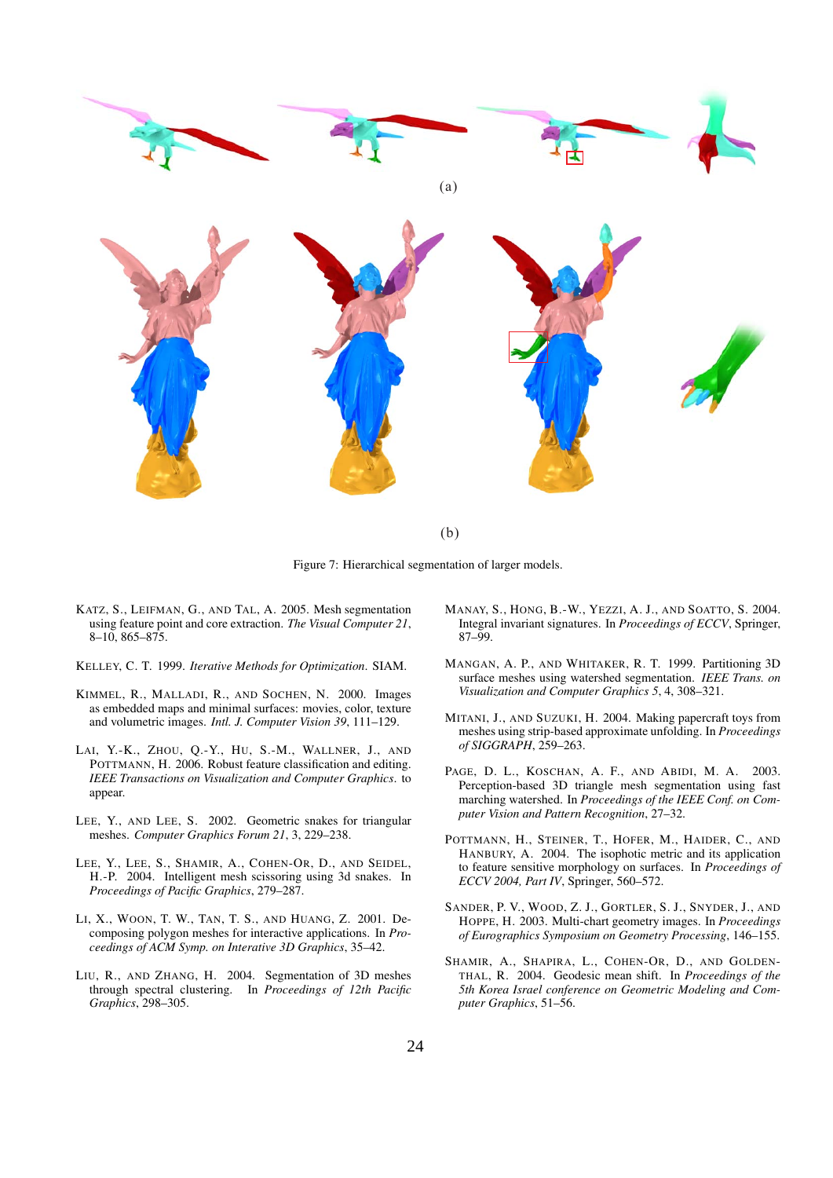(a)

(b)

Figure 7: Hierarchical segmentation of larger models.

KATZ, S., LEIFMAN, G., AND TAL, A. 2005. Mesh segmentation using feature point and core extraction. *The Visual Computer 21*, 8–10, 865–875.

KELLEY, C. T. 1999. *Iterative Methods for Optimization*. SIAM.

KIMMEL, R., MALLADI, R., AND SOCHEN, N. 2000. Images as embedded maps and minimal surfaces: movies, color, texture and volumetric images. *Intl. J. Computer Vision 39*, 111–129.

LAI, Y.-K., ZHOU, Q.-Y., HU, S.-M., WALLNER, J., AND POTTMANN, H. 2006. Robust feature classification and editing. *IEEE Transactions on Visualization and Computer Graphics*. to appear.

LEE, Y., AND LEE, S. 2002. Geometric snakes for triangular meshes. *Computer Graphics Forum 21*, 3, 229–238.

LEE, Y., LEE, S., SHAMIR, A., COHEN-OR, D., AND SEIDEL, H.-P. 2004. Intelligent mesh scissoring using 3d snakes. In *Proceedings of Pacific Graphics*, 279–287.

LI, X., WOON, T. W., TAN, T. S., AND HUANG, Z. 2001. Decomposing polygon meshes for interactive applications. In *Proceedings of ACM Symp. on Interative 3D Graphics*, 35–42.

LIU, R., AND ZHANG, H. 2004. Segmentation of 3D meshes through spectral clustering. In *Proceedings of 12th Pacific Graphics*, 298–305.

MANAY, S., HONG, B.-W., YEZZI, A. J., AND SOATTO, S. 2004. Integral invariant signatures. In *Proceedings of ECCV*, Springer, 87–99.

MANGAN, A. P., AND WHITAKER, R. T. 1999. Partitioning 3D surface meshes using watershed segmentation. *IEEE Trans. on Visualization and Computer Graphics 5*, 4, 308–321.

MITANI, J., AND SUZUKI, H. 2004. Making papercraft toys from meshes using strip-based approximate unfolding. In *Proceedings of SIGGRAPH*, 259–263.

PAGE, D. L., KOSCHAN, A. F., AND ABIDI, M. A. 2003. Perception-based 3D triangle mesh segmentation using fast marching watershed. In *Proceedings of the IEEE Conf. on Computer Vision and Pattern Recognition*, 27–32.

POTTMANN, H., STEINER, T., HOFER, M., HAIDER, C., AND HANBURY, A. 2004. The isophotic metric and its application to feature sensitive morphology on surfaces. In *Proceedings of ECCV 2004, Part IV*, Springer, 560–572.

SANDER, P. V., WOOD, Z. J., GORTLER, S. J., SNYDER, J., AND HOPPE, H. 2003. Multi-chart geometry images. In *Proceedings of Eurographics Symposium on Geometry Processing*, 146–155.

SHAMIR, A., SHAPIRA, L., COHEN-OR, D., AND GOLDENTHAL, R. 2004. Geodesic mean shift. In *Proceedings of the 5th Korea Israel conference on Geometric Modeling and Computer Graphics*, 51–56.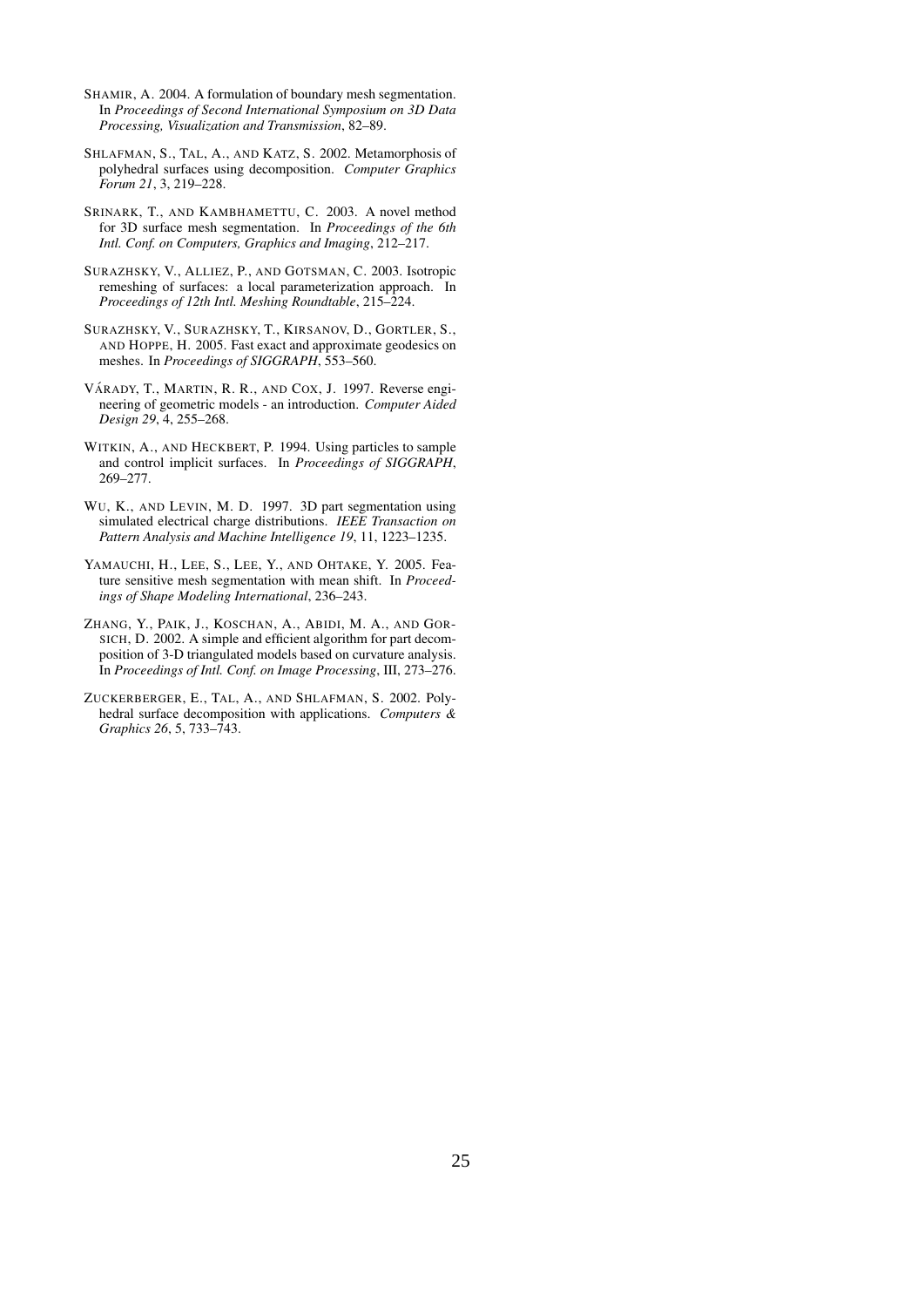SHAMIR, A. 2004. A formulation of boundary mesh segmentation. In *Proceedings of Second International Symposium on 3D Data Processing, Visualization and Transmission*, 82–89.

SHLAFMAN, S., TAL, A., AND KATZ, S. 2002. Metamorphosis of polyhedral surfaces using decomposition. *Computer Graphics Forum 21*, 3, 219–228.

SRINARK, T., AND KAMBHAMETTU, C. 2003. A novel method for 3D surface mesh segmentation. In *Proceedings of the 6th Intl. Conf. on Computers, Graphics and Imaging*, 212–217.

SURAZHSKY, V., ALLIEZ, P., AND GOTSMAN, C. 2003. Isotropic remeshing of surfaces: a local parameterization approach. In *Proceedings of 12th Intl. Meshing Roundtable*, 215–224.

SURAZHSKY, V., SURAZHSKY, T., KIRSANOV, D., GORTLER, S., AND HOPPE, H. 2005. Fast exact and approximate geodesics on meshes. In *Proceedings of SIGGRAPH*, 553–560.

VÁRADY, T., MARTIN, R. R., AND COX, J. 1997. Reverse engineering of geometric models - an introduction. *Computer Aided Design 29*, 4, 255–268.

WITKIN, A., AND HECKBERT, P. 1994. Using particles to sample and control implicit surfaces. In *Proceedings of SIGGRAPH*, 269–277.

WU, K., AND LEVIN, M. D. 1997. 3D part segmentation using simulated electrical charge distributions. *IEEE Transaction on Pattern Analysis and Machine Intelligence 19*, 11, 1223–1235.

YAMAUCHI, H., LEE, S., LEE, Y., AND OHTAKE, Y. 2005. Feature sensitive mesh segmentation with mean shift. In *Proceedings of Shape Modeling International*, 236–243.

ZHANG, Y., PAIK, J., KOSCHAN, A., ABIDI, M. A., AND GORSICH, D. 2002. A simple and efficient algorithm for part decomposition of 3-D triangulated models based on curvature analysis. In *Proceedings of Intl. Conf. on Image Processing*, III, 273–276.

ZUCKERBERGER, E., TAL, A., AND SHLAFMAN, S. 2002. Polyhedral surface decomposition with applications. *Computers & Graphics 26*, 5, 733–743.